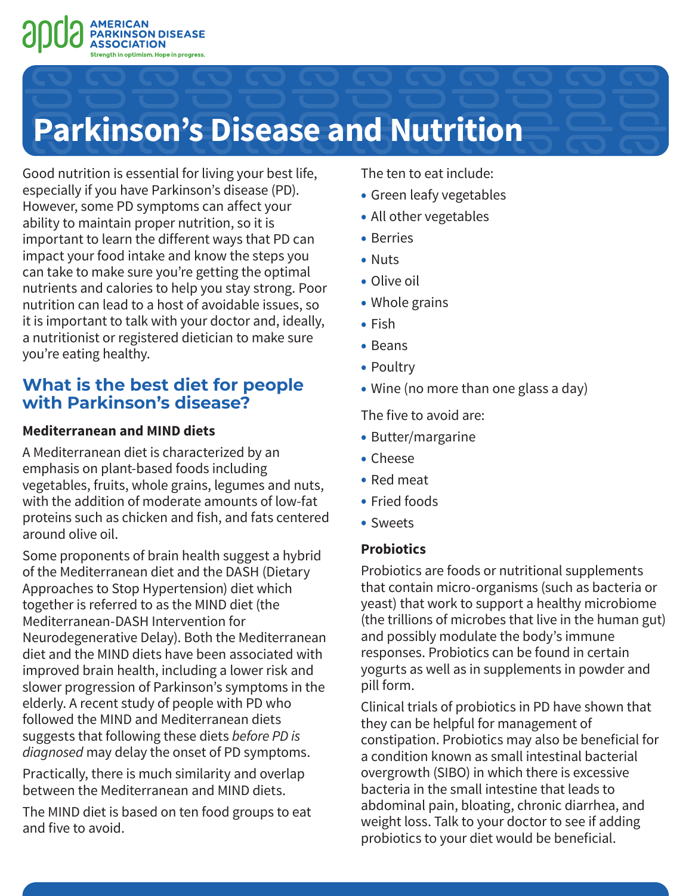# Parkinson's Disease and Nutrition

Good nutrition is essential for living your best life, especially if you have Parkinson's disease (PD). However, some PD symptoms can affect your ability to maintain proper nutrition, so it is important to learn the different ways that PD can impact your food intake and know the steps you can take to make sure you're getting the optimal nutrients and calories to help you stay strong. Poor nutrition can lead to a host of avoidable issues, so it is important to talk with your doctor and, ideally, a nutritionist or registered dietician to make sure you're eating healthy.

## What is the best diet for people with Parkinson's disease?

### Mediterranean and MIND diets

A Mediterranean diet is characterized by an emphasis on plant-based foods including vegetables, fruits, whole grains, legumes and nuts, with the addition of moderate amounts of low-fat proteins such as chicken and fish, and fats centered around olive oil.

Some proponents of brain health suggest a hybrid of the Mediterranean diet and the DASH (Dietary Approaches to Stop Hypertension) diet which together is referred to as the MIND diet (the Mediterranean-DASH Intervention for Neurodegenerative Delay). Both the Mediterranean diet and the MIND diets have been associated with improved brain health, including a lower risk and slower progression of Parkinson's symptoms in the elderly. A recent study of people with PD who followed the MIND and Mediterranean diets suggests that following these diets *before PD is diagnosed* may delay the onset of PD symptoms.

Practically, there is much similarity and overlap between the Mediterranean and MIND diets.

The MIND diet is based on ten food groups to eat and five to avoid.

The ten to eat include:

- Green leafy vegetables
- All other vegetables
- Berries
- Nuts
- Olive oil
- Whole grains
- Fish
- Beans
- Poultry
- Wine (no more than one glass a day)

The five to avoid are:

- Butter/margarine
- Cheese
- Red meat
- Fried foods
- Sweets

### Probiotics

Probiotics are foods or nutritional supplements that contain micro-organisms (such as bacteria or yeast) that work to support a healthy microbiome (the trillions of microbes that live in the human gut) and possibly modulate the body's immune responses. Probiotics can be found in certain yogurts as well as in supplements in powder and pill form.

Clinical trials of probiotics in PD have shown that they can be helpful for management of constipation. Probiotics may also be beneficial for a condition known as small intestinal bacterial overgrowth (SIBO) in which there is excessive bacteria in the small intestine that leads to abdominal pain, bloating, chronic diarrhea, and weight loss. Talk to your doctor to see if adding probiotics to your diet would be beneficial.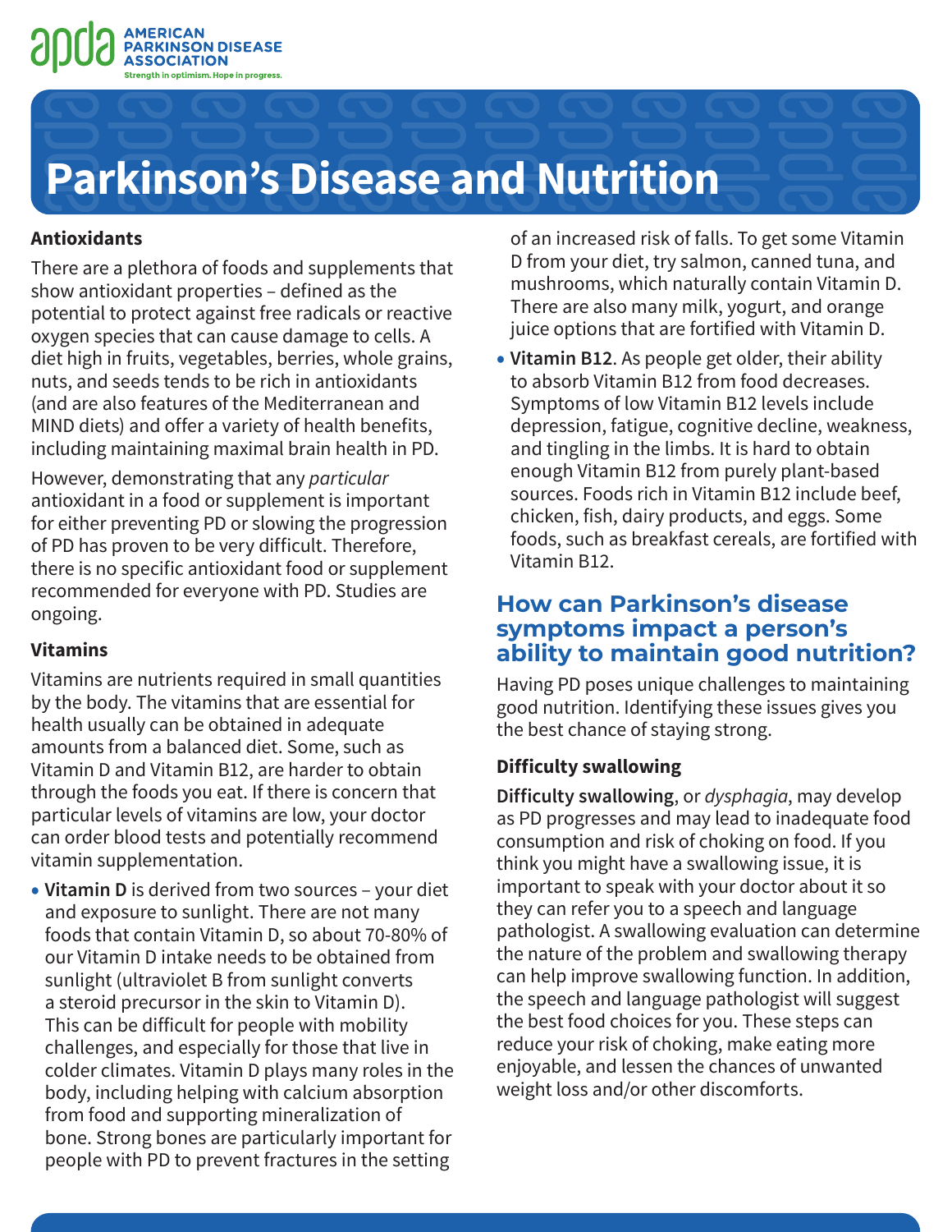# Parkinson's Disease and Nutrition

### Antioxidants

There are a plethora of foods and supplements that show antioxidant properties – defined as the potential to protect against free radicals or reactive oxygen species that can cause damage to cells. A diet high in fruits, vegetables, berries, whole grains, nuts, and seeds tends to be rich in antioxidants (and are also features of the Mediterranean and MIND diets) and offer a variety of health benefits, including maintaining maximal brain health in PD.

However, demonstrating that any *particular* antioxidant in a food or supplement is important for either preventing PD or slowing the progression of PD has proven to be very difficult. Therefore, there is no specific antioxidant food or supplement recommended for everyone with PD. Studies are ongoing.

### Vitamins

Vitamins are nutrients required in small quantities by the body. The vitamins that are essential for health usually can be obtained in adequate amounts from a balanced diet. Some, such as Vitamin D and Vitamin B12, are harder to obtain through the foods you eat. If there is concern that particular levels of vitamins are low, your doctor can order blood tests and potentially recommend vitamin supplementation.

- **Vitamin D** is derived from two sources – your diet and exposure to sunlight. There are not many foods that contain Vitamin D, so about 70-80% of our Vitamin D intake needs to be obtained from sunlight (ultraviolet B from sunlight converts a steroid precursor in the skin to Vitamin D). This can be difficult for people with mobility challenges, and especially for those that live in colder climates. Vitamin D plays many roles in the body, including helping with calcium absorption from food and supporting mineralization of bone. Strong bones are particularly important for people with PD to prevent fractures in the setting of an increased risk of falls. To get some Vitamin D from your diet, try salmon, canned tuna, and mushrooms, which naturally contain Vitamin D. There are also many milk, yogurt, and orange juice options that are fortified with Vitamin D.
- **Vitamin B12**. As people get older, their ability to absorb Vitamin B12 from food decreases. Symptoms of low Vitamin B12 levels include depression, fatigue, cognitive decline, weakness, and tingling in the limbs. It is hard to obtain enough Vitamin B12 from purely plant-based sources. Foods rich in Vitamin B12 include beef, chicken, fish, dairy products, and eggs. Some foods, such as breakfast cereals, are fortified with Vitamin B12.

## How can Parkinson's disease symptoms impact a person's ability to maintain good nutrition?

Having PD poses unique challenges to maintaining good nutrition. Identifying these issues gives you the best chance of staying strong.

### Difficulty swallowing

**Difficulty swallowing**, or *dysphagia*, may develop as PD progresses and may lead to inadequate food consumption and risk of choking on food. If you think you might have a swallowing issue, it is important to speak with your doctor about it so they can refer you to a speech and language pathologist. A swallowing evaluation can determine the nature of the problem and swallowing therapy can help improve swallowing function. In addition, the speech and language pathologist will suggest the best food choices for you. These steps can reduce your risk of choking, make eating more enjoyable, and lessen the chances of unwanted weight loss and/or other discomforts.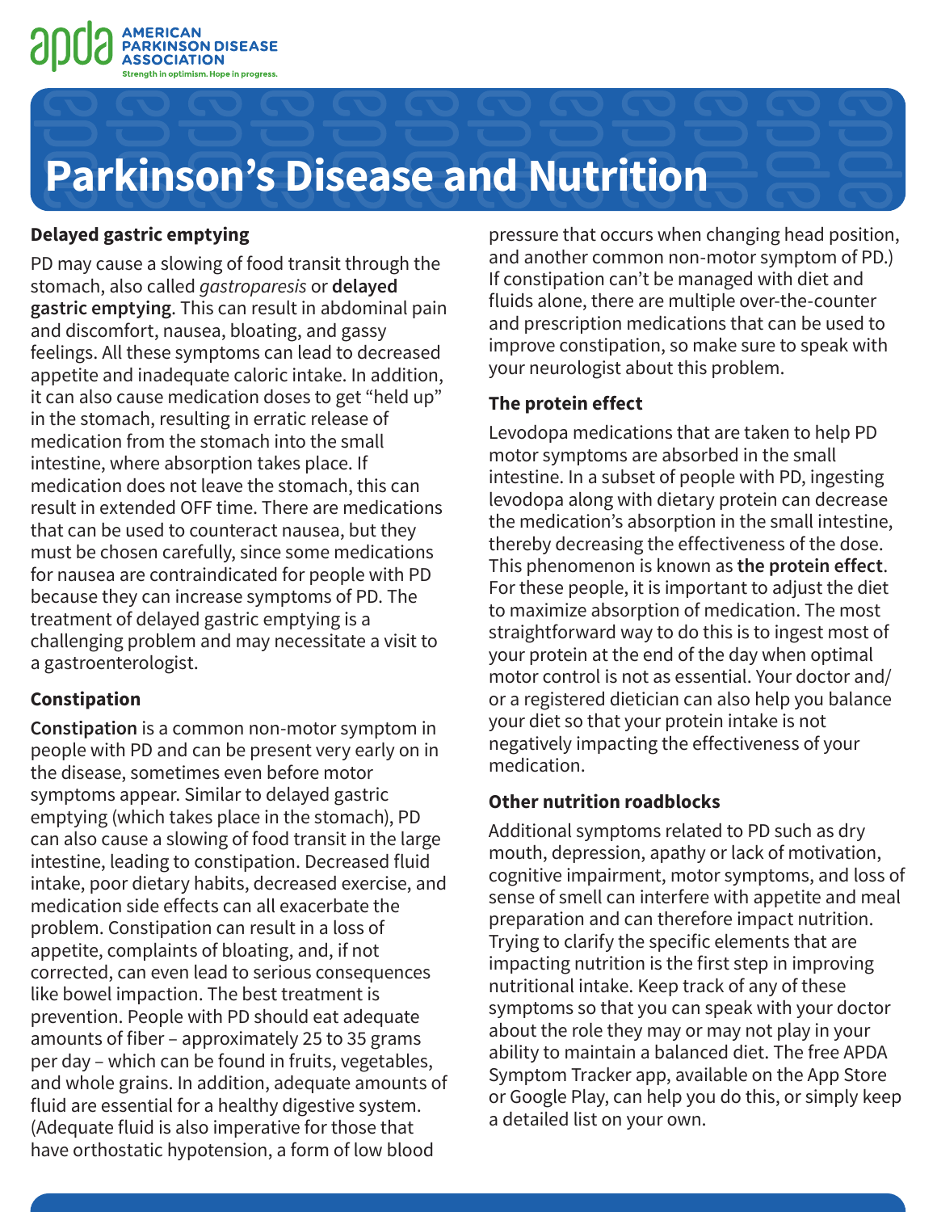# Parkinson's Disease and Nutrition

### Delayed gastric emptying

PD may cause a slowing of food transit through the stomach, also called *gastroparesis* or **delayed gastric emptying**. This can result in abdominal pain and discomfort, nausea, bloating, and gassy feelings. All these symptoms can lead to decreased appetite and inadequate caloric intake. In addition, it can also cause medication doses to get "held up" in the stomach, resulting in erratic release of medication from the stomach into the small intestine, where absorption takes place. If medication does not leave the stomach, this can result in extended OFF time. There are medications that can be used to counteract nausea, but they must be chosen carefully, since some medications for nausea are contraindicated for people with PD because they can increase symptoms of PD. The treatment of delayed gastric emptying is a challenging problem and may necessitate a visit to a gastroenterologist.

### Constipation

**Constipation** is a common non-motor symptom in people with PD and can be present very early on in the disease, sometimes even before motor symptoms appear. Similar to delayed gastric emptying (which takes place in the stomach), PD can also cause a slowing of food transit in the large intestine, leading to constipation. Decreased fluid intake, poor dietary habits, decreased exercise, and medication side effects can all exacerbate the problem. Constipation can result in a loss of appetite, complaints of bloating, and, if not corrected, can even lead to serious consequences like bowel impaction. The best treatment is prevention. People with PD should eat adequate amounts of fiber – approximately 25 to 35 grams per day – which can be found in fruits, vegetables, and whole grains. In addition, adequate amounts of fluid are essential for a healthy digestive system. (Adequate fluid is also imperative for those that have orthostatic hypotension, a form of low blood pressure that occurs when changing head position, and another common non-motor symptom of PD.) If constipation can't be managed with diet and fluids alone, there are multiple over-the-counter and prescription medications that can be used to improve constipation, so make sure to speak with your neurologist about this problem.

### The protein effect

Levodopa medications that are taken to help PD motor symptoms are absorbed in the small intestine. In a subset of people with PD, ingesting levodopa along with dietary protein can decrease the medication's absorption in the small intestine, thereby decreasing the effectiveness of the dose. This phenomenon is known as **the protein effect**. For these people, it is important to adjust the diet to maximize absorption of medication. The most straightforward way to do this is to ingest most of your protein at the end of the day when optimal motor control is not as essential. Your doctor and/or a registered dietician can also help you balance your diet so that your protein intake is not negatively impacting the effectiveness of your medication.

### Other nutrition roadblocks

Additional symptoms related to PD such as dry mouth, depression, apathy or lack of motivation, cognitive impairment, motor symptoms, and loss of sense of smell can interfere with appetite and meal preparation and can therefore impact nutrition. Trying to clarify the specific elements that are impacting nutrition is the first step in improving nutritional intake. Keep track of any of these symptoms so that you can speak with your doctor about the role they may or may not play in your ability to maintain a balanced diet. The free APDA Symptom Tracker app, available on the App Store or Google Play, can help you do this, or simply keep a detailed list on your own.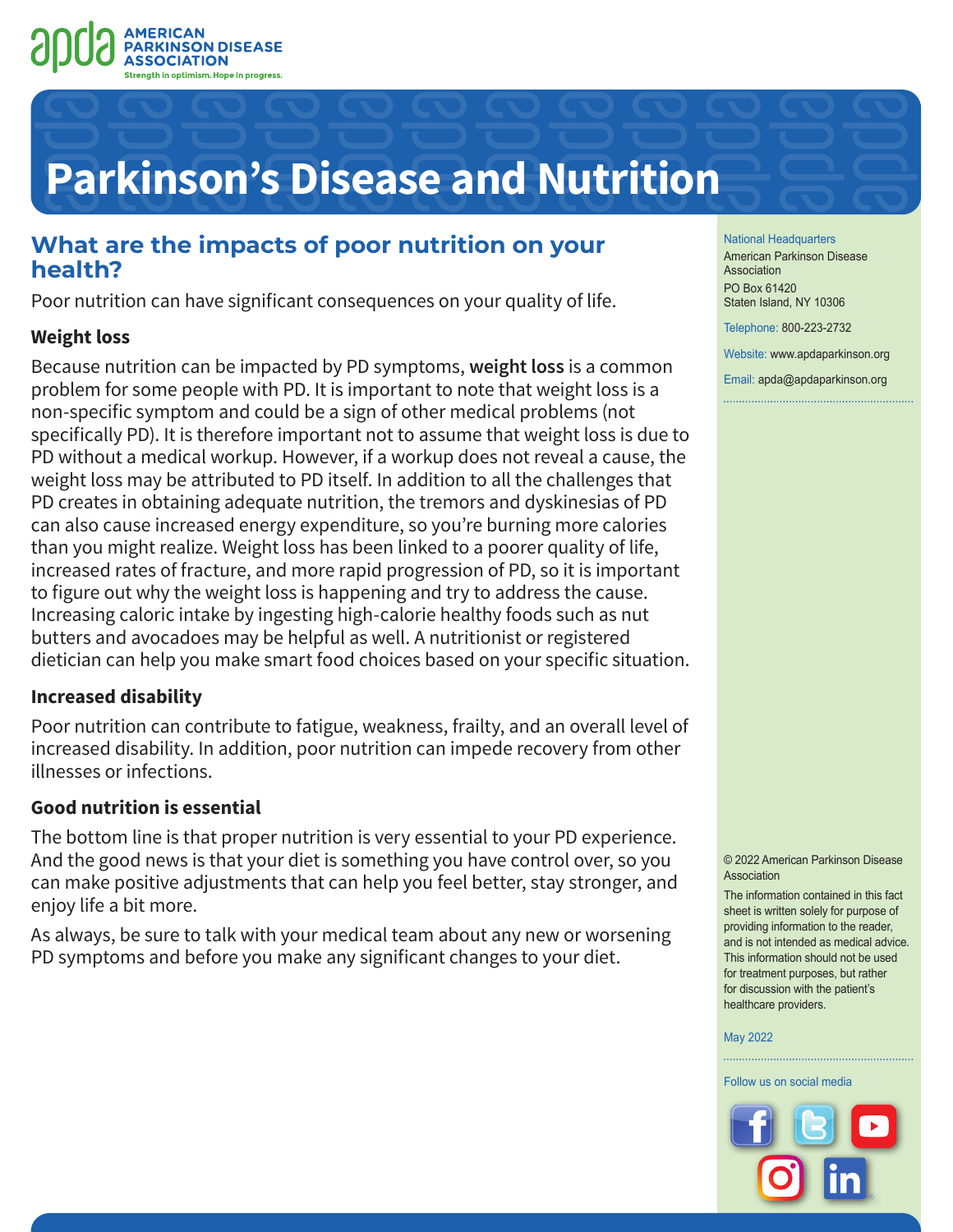# Parkinson's Disease and Nutrition

## What are the impacts of poor nutrition on your health?

Poor nutrition can have significant consequences on your quality of life.

### Weight loss

Because nutrition can be impacted by PD symptoms, **weight loss** is a common problem for some people with PD. It is important to note that weight loss is a non-specific symptom and could be a sign of other medical problems (not specifically PD). It is therefore important not to assume that weight loss is due to PD without a medical workup. However, if a workup does not reveal a cause, the weight loss may be attributed to PD itself. In addition to all the challenges that PD creates in obtaining adequate nutrition, the tremors and dyskinesias of PD can also cause increased energy expenditure, so you're burning more calories than you might realize. Weight loss has been linked to a poorer quality of life, increased rates of fracture, and more rapid progression of PD, so it is important to figure out why the weight loss is happening and try to address the cause. Increasing caloric intake by ingesting high-calorie healthy foods such as nut butters and avocadoes may be helpful as well. A nutritionist or registered dietician can help you make smart food choices based on your specific situation.

### Increased disability

Poor nutrition can contribute to fatigue, weakness, frailty, and an overall level of increased disability. In addition, poor nutrition can impede recovery from other illnesses or infections.

### Good nutrition is essential

The bottom line is that proper nutrition is very essential to your PD experience. And the good news is that your diet is something you have control over, so you can make positive adjustments that can help you feel better, stay stronger, and enjoy life a bit more.

As always, be sure to talk with your medical team about any new or worsening PD symptoms and before you make any significant changes to your diet.

---

National Headquarters
American Parkinson Disease Association
PO Box 61420
Staten Island, NY 10306

Telephone: 800-223-2732

Website: www.apdaparkinson.org

Email: apda@apdaparkinson.org

© 2022 American Parkinson Disease Association

The information contained in this fact sheet is written solely for purpose of providing information to the reader, and is not intended as medical advice. This information should not be used for treatment purposes, but rather for discussion with the patient's healthcare providers.

May 2022

Follow us on social media